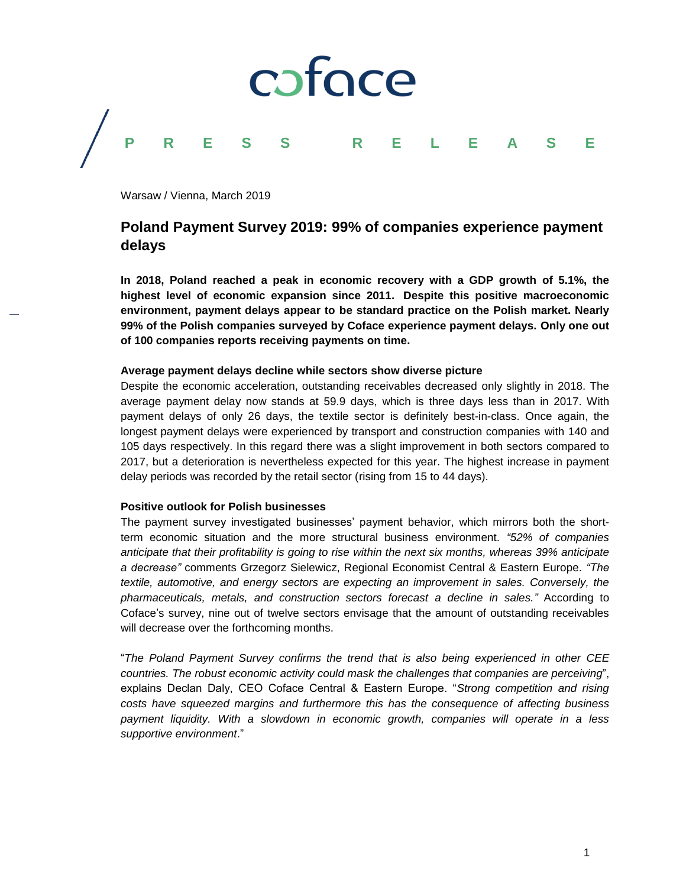coface

PRESS RELEASE

Warsaw / Vienna, March 2019

# Poland Payment Survey 2019: 99% of companies experience payment delays

**In 2018, Poland reached a peak in economic recovery with a GDP growth of 5.1%, the highest level of economic expansion since 2011. Despite this positive macroeconomic environment, payment delays appear to be standard practice on the Polish market. Nearly 99% of the Polish companies surveyed by Coface experience payment delays. Only one out of 100 companies reports receiving payments on time.**

**Average payment delays decline while sectors show diverse picture**

Despite the economic acceleration, outstanding receivables decreased only slightly in 2018. The average payment delay now stands at 59.9 days, which is three days less than in 2017. With payment delays of only 26 days, the textile sector is definitely best-in-class. Once again, the longest payment delays were experienced by transport and construction companies with 140 and 105 days respectively. In this regard there was a slight improvement in both sectors compared to 2017, but a deterioration is nevertheless expected for this year. The highest increase in payment delay periods was recorded by the retail sector (rising from 15 to 44 days).

**Positive outlook for Polish businesses**

The payment survey investigated businesses' payment behavior, which mirrors both the short-term economic situation and the more structural business environment. *"52% of companies anticipate that their profitability is going to rise within the next six months, whereas 39% anticipate a decrease"* comments Grzegorz Sielewicz, Regional Economist Central & Eastern Europe. *"The textile, automotive, and energy sectors are expecting an improvement in sales. Conversely, the pharmaceuticals, metals, and construction sectors forecast a decline in sales."* According to Coface's survey, nine out of twelve sectors envisage that the amount of outstanding receivables will decrease over the forthcoming months.

"*The Poland Payment Survey confirms the trend that is also being experienced in other CEE countries. The robust economic activity could mask the challenges that companies are perceiving*", explains Declan Daly, CEO Coface Central & Eastern Europe. "*Strong competition and rising costs have squeezed margins and furthermore this has the consequence of affecting business payment liquidity. With a slowdown in economic growth, companies will operate in a less supportive environment*."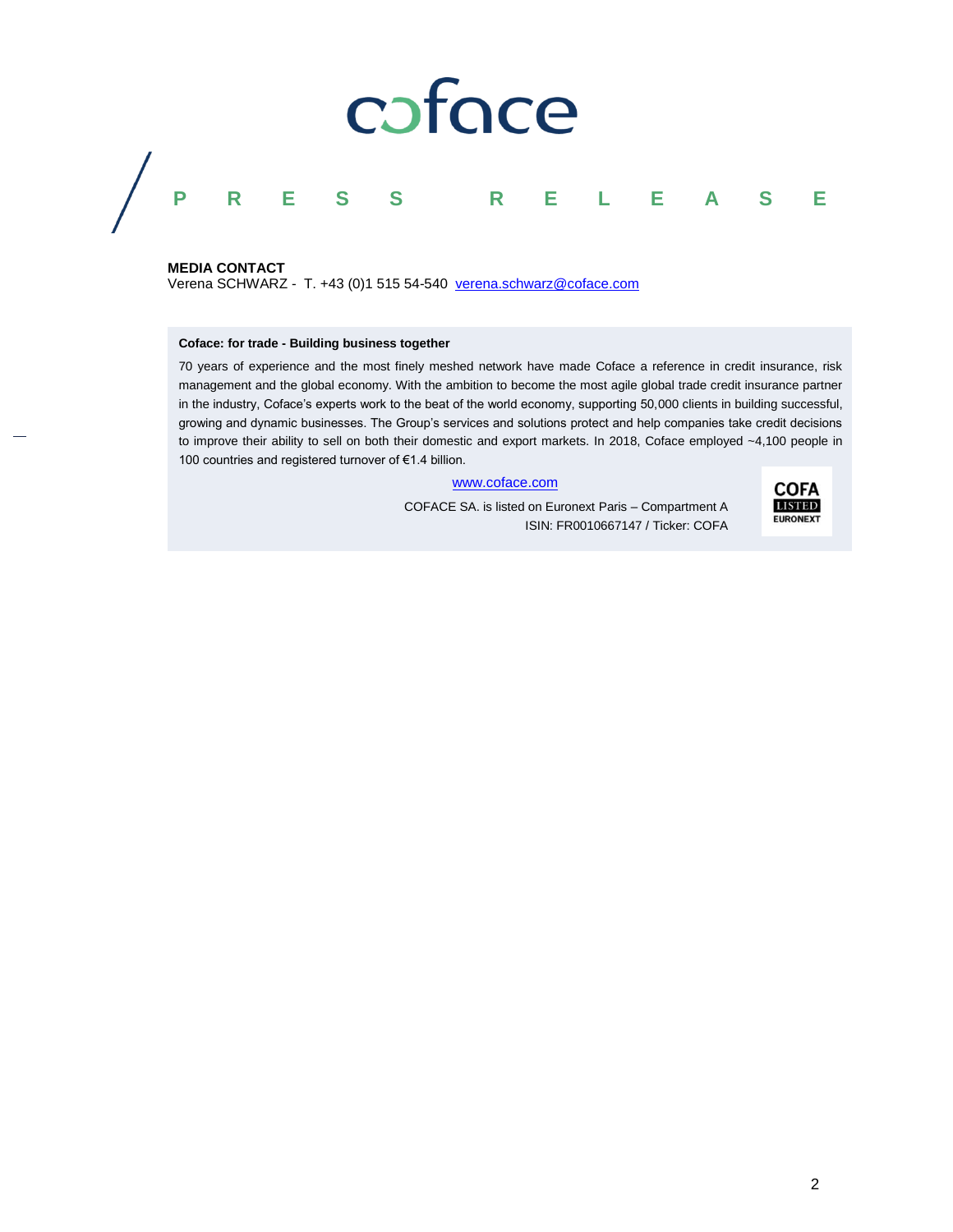**MEDIA CONTACT**
Verena SCHWARZ - T. +43 (0)1 515 54-540 verena.schwarz@coface.com

**Coface: for trade - Building business together**

70 years of experience and the most finely meshed network have made Coface a reference in credit insurance, risk management and the global economy. With the ambition to become the most agile global trade credit insurance partner in the industry, Coface's experts work to the beat of the world economy, supporting 50,000 clients in building successful, growing and dynamic businesses. The Group's services and solutions protect and help companies take credit decisions to improve their ability to sell on both their domestic and export markets. In 2018, Coface employed ~4,100 people in 100 countries and registered turnover of €1.4 billion.

www.coface.com

COFACE SA. is listed on Euronext Paris – Compartment A
ISIN: FR0010667147 / Ticker: COFA